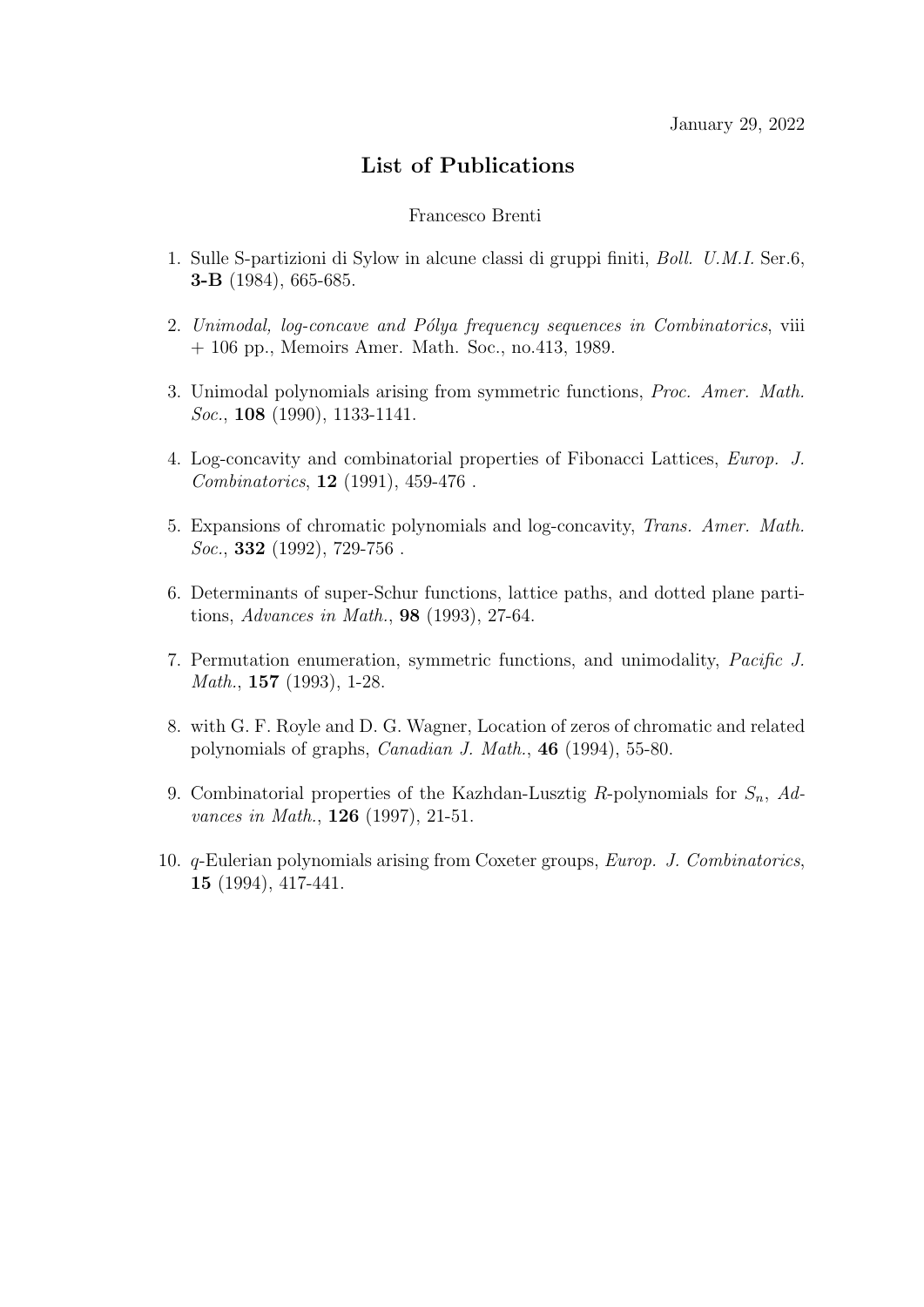January 29, 2022

# List of Publications

Francesco Brenti

1. Sulle S-partizioni di Sylow in alcune classi di gruppi finiti, *Boll. U.M.I.* Ser.6, **3-B** (1984), 665-685.

2. *Unimodal, log-concave and Pólya frequency sequences in Combinatorics*, viii + 106 pp., Memoirs Amer. Math. Soc., no.413, 1989.

3. Unimodal polynomials arising from symmetric functions, *Proc. Amer. Math. Soc.*, **108** (1990), 1133-1141.

4. Log-concavity and combinatorial properties of Fibonacci Lattices, *Europ. J. Combinatorics*, **12** (1991), 459-476 .

5. Expansions of chromatic polynomials and log-concavity, *Trans. Amer. Math. Soc.*, **332** (1992), 729-756 .

6. Determinants of super-Schur functions, lattice paths, and dotted plane partitions, *Advances in Math.*, **98** (1993), 27-64.

7. Permutation enumeration, symmetric functions, and unimodality, *Pacific J. Math.*, **157** (1993), 1-28.

8. with G. F. Royle and D. G. Wagner, Location of zeros of chromatic and related polynomials of graphs, *Canadian J. Math.*, **46** (1994), 55-80.

9. Combinatorial properties of the Kazhdan-Lusztig $R$-polynomials for $S_n$, *Advances in Math.*, **126** (1997), 21-51.

10. $q$-Eulerian polynomials arising from Coxeter groups, *Europ. J. Combinatorics*, **15** (1994), 417-441.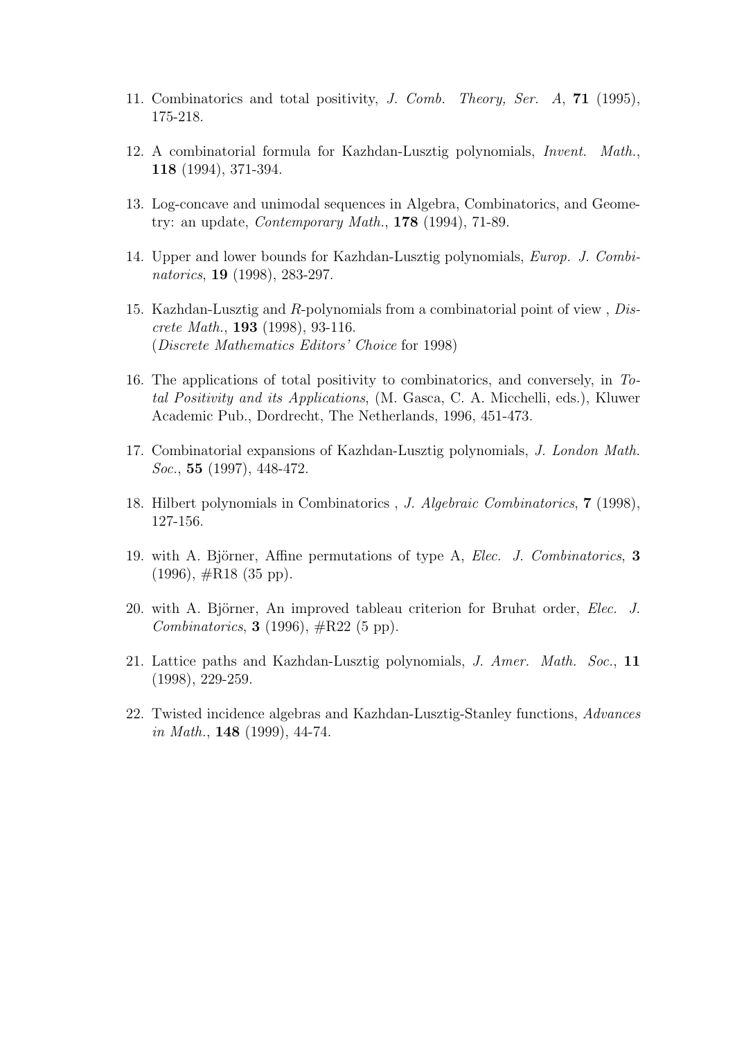11. Combinatorics and total positivity, *J. Comb. Theory, Ser. A*, **71** (1995), 175-218.

12. A combinatorial formula for Kazhdan-Lusztig polynomials, *Invent. Math.*, **118** (1994), 371-394.

13. Log-concave and unimodal sequences in Algebra, Combinatorics, and Geometry: an update, *Contemporary Math.*, **178** (1994), 71-89.

14. Upper and lower bounds for Kazhdan-Lusztig polynomials, *Europ. J. Combinatorics*, **19** (1998), 283-297.

15. Kazhdan-Lusztig and $R$-polynomials from a combinatorial point of view , *Discrete Math.*, **193** (1998), 93-116.
(*Discrete Mathematics Editors' Choice* for 1998)

16. The applications of total positivity to combinatorics, and conversely, in *Total Positivity and its Applications*, (M. Gasca, C. A. Micchelli, eds.), Kluwer Academic Pub., Dordrecht, The Netherlands, 1996, 451-473.

17. Combinatorial expansions of Kazhdan-Lusztig polynomials, *J. London Math. Soc.*, **55** (1997), 448-472.

18. Hilbert polynomials in Combinatorics , *J. Algebraic Combinatorics*, **7** (1998), 127-156.

19. with A. Björner, Affine permutations of type A, *Elec. J. Combinatorics*, **3** (1996), #R18 (35 pp).

20. with A. Björner, An improved tableau criterion for Bruhat order, *Elec. J. Combinatorics*, **3** (1996), #R22 (5 pp).

21. Lattice paths and Kazhdan-Lusztig polynomials, *J. Amer. Math. Soc.*, **11** (1998), 229-259.

22. Twisted incidence algebras and Kazhdan-Lusztig-Stanley functions, *Advances in Math.*, **148** (1999), 44-74.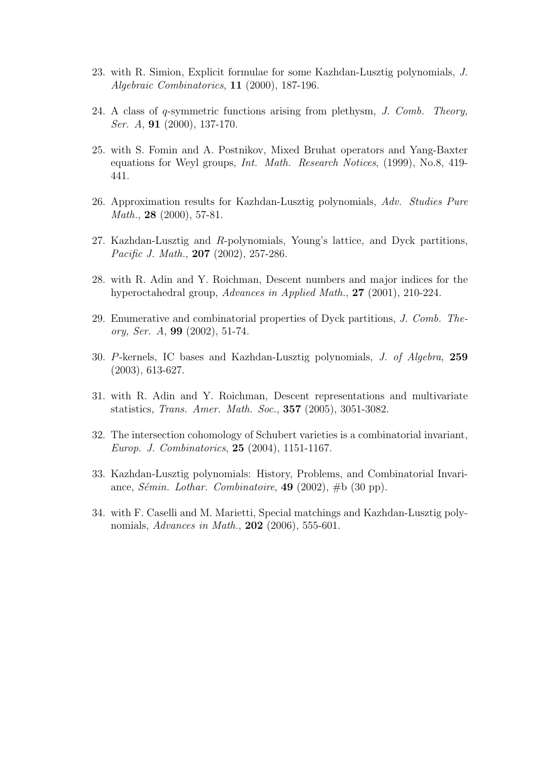23. with R. Simion, Explicit formulae for some Kazhdan-Lusztig polynomials, *J. Algebraic Combinatorics*, **11** (2000), 187-196.

24. A class of $q$-symmetric functions arising from plethysm, *J. Comb. Theory, Ser. A*, **91** (2000), 137-170.

25. with S. Fomin and A. Postnikov, Mixed Bruhat operators and Yang-Baxter equations for Weyl groups, *Int. Math. Research Notices*, (1999), No.8, 419-441.

26. Approximation results for Kazhdan-Lusztig polynomials, *Adv. Studies Pure Math.*, **28** (2000), 57-81.

27. Kazhdan-Lusztig and $R$-polynomials, Young's lattice, and Dyck partitions, *Pacific J. Math.*, **207** (2002), 257-286.

28. with R. Adin and Y. Roichman, Descent numbers and major indices for the hyperoctahedral group, *Advances in Applied Math.*, **27** (2001), 210-224.

29. Enumerative and combinatorial properties of Dyck partitions, *J. Comb. Theory, Ser. A*, **99** (2002), 51-74.

30. $P$-kernels, IC bases and Kazhdan-Lusztig polynomials, *J. of Algebra*, **259** (2003), 613-627.

31. with R. Adin and Y. Roichman, Descent representations and multivariate statistics, *Trans. Amer. Math. Soc.*, **357** (2005), 3051-3082.

32. The intersection cohomology of Schubert varieties is a combinatorial invariant, *Europ. J. Combinatorics*, **25** (2004), 1151-1167.

33. Kazhdan-Lusztig polynomials: History, Problems, and Combinatorial Invariance, *Sémin. Lothar. Combinatoire*, **49** (2002), #b (30 pp).

34. with F. Caselli and M. Marietti, Special matchings and Kazhdan-Lusztig polynomials, *Advances in Math.*, **202** (2006), 555-601.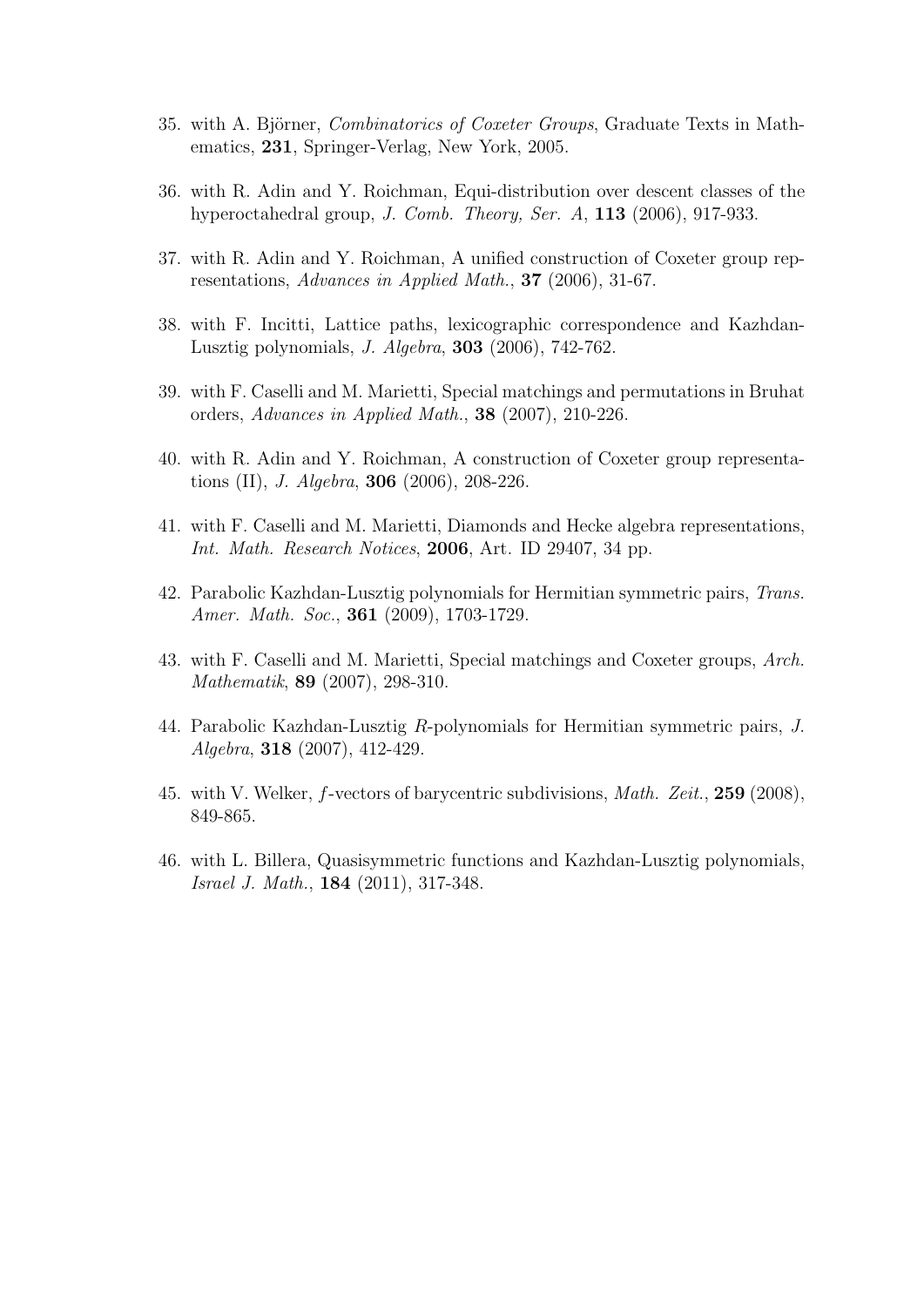35. with A. Björner, *Combinatorics of Coxeter Groups*, Graduate Texts in Mathematics, **231**, Springer-Verlag, New York, 2005.

36. with R. Adin and Y. Roichman, Equi-distribution over descent classes of the hyperoctahedral group, *J. Comb. Theory, Ser. A*, **113** (2006), 917-933.

37. with R. Adin and Y. Roichman, A unified construction of Coxeter group representations, *Advances in Applied Math.*, **37** (2006), 31-67.

38. with F. Incitti, Lattice paths, lexicographic correspondence and Kazhdan-Lusztig polynomials, *J. Algebra*, **303** (2006), 742-762.

39. with F. Caselli and M. Marietti, Special matchings and permutations in Bruhat orders, *Advances in Applied Math.*, **38** (2007), 210-226.

40. with R. Adin and Y. Roichman, A construction of Coxeter group representations (II), *J. Algebra*, **306** (2006), 208-226.

41. with F. Caselli and M. Marietti, Diamonds and Hecke algebra representations, *Int. Math. Research Notices*, **2006**, Art. ID 29407, 34 pp.

42. Parabolic Kazhdan-Lusztig polynomials for Hermitian symmetric pairs, *Trans. Amer. Math. Soc.*, **361** (2009), 1703-1729.

43. with F. Caselli and M. Marietti, Special matchings and Coxeter groups, *Arch. Mathematik*, **89** (2007), 298-310.

44. Parabolic Kazhdan-Lusztig $R$-polynomials for Hermitian symmetric pairs, *J. Algebra*, **318** (2007), 412-429.

45. with V. Welker, $f$-vectors of barycentric subdivisions, *Math. Zeit.*, **259** (2008), 849-865.

46. with L. Billera, Quasisymmetric functions and Kazhdan-Lusztig polynomials, *Israel J. Math.*, **184** (2011), 317-348.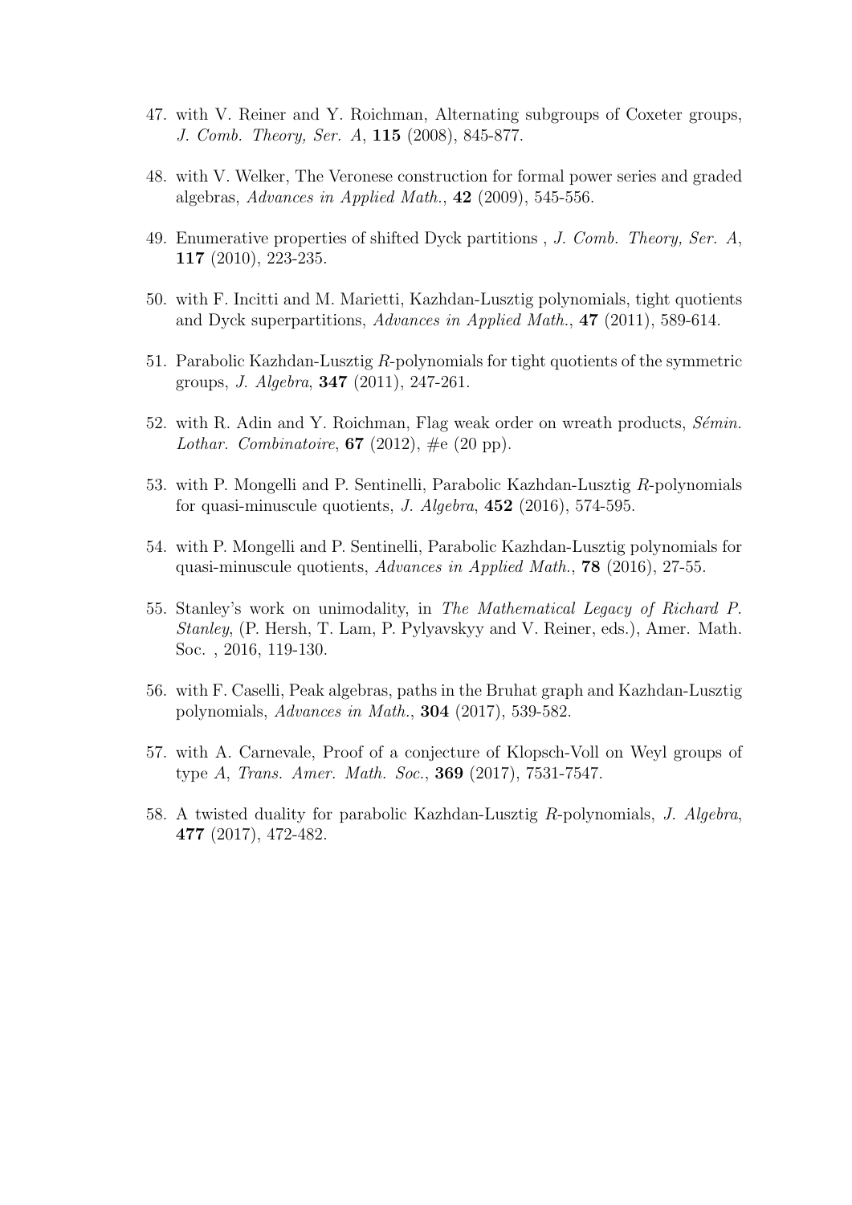47. with V. Reiner and Y. Roichman, Alternating subgroups of Coxeter groups, *J. Comb. Theory, Ser. A*, **115** (2008), 845-877.

48. with V. Welker, The Veronese construction for formal power series and graded algebras, *Advances in Applied Math.*, **42** (2009), 545-556.

49. Enumerative properties of shifted Dyck partitions , *J. Comb. Theory, Ser. A*, **117** (2010), 223-235.

50. with F. Incitti and M. Marietti, Kazhdan-Lusztig polynomials, tight quotients and Dyck superpartitions, *Advances in Applied Math.*, **47** (2011), 589-614.

51. Parabolic Kazhdan-Lusztig $R$-polynomials for tight quotients of the symmetric groups, *J. Algebra*, **347** (2011), 247-261.

52. with R. Adin and Y. Roichman, Flag weak order on wreath products, *Sémin. Lothar. Combinatoire*, **67** (2012), #e (20 pp).

53. with P. Mongelli and P. Sentinelli, Parabolic Kazhdan-Lusztig $R$-polynomials for quasi-minuscule quotients, *J. Algebra*, **452** (2016), 574-595.

54. with P. Mongelli and P. Sentinelli, Parabolic Kazhdan-Lusztig polynomials for quasi-minuscule quotients, *Advances in Applied Math.*, **78** (2016), 27-55.

55. Stanley's work on unimodality, in *The Mathematical Legacy of Richard P. Stanley*, (P. Hersh, T. Lam, P. Pylyavskyy and V. Reiner, eds.), Amer. Math. Soc. , 2016, 119-130.

56. with F. Caselli, Peak algebras, paths in the Bruhat graph and Kazhdan-Lusztig polynomials, *Advances in Math.*, **304** (2017), 539-582.

57. with A. Carnevale, Proof of a conjecture of Klopsch-Voll on Weyl groups of type $A$, *Trans. Amer. Math. Soc.*, **369** (2017), 7531-7547.

58. A twisted duality for parabolic Kazhdan-Lusztig $R$-polynomials, *J. Algebra*, **477** (2017), 472-482.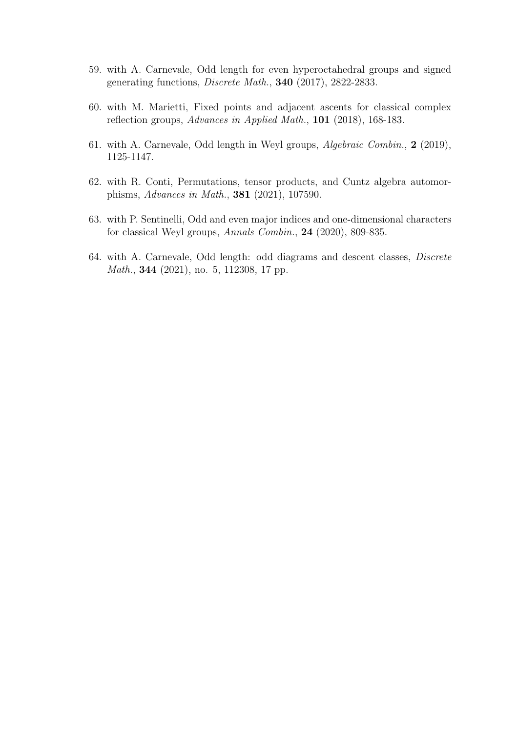59. with A. Carnevale, Odd length for even hyperoctahedral groups and signed generating functions, *Discrete Math.*, **340** (2017), 2822-2833.

60. with M. Marietti, Fixed points and adjacent ascents for classical complex reflection groups, *Advances in Applied Math.*, **101** (2018), 168-183.

61. with A. Carnevale, Odd length in Weyl groups, *Algebraic Combin.*, **2** (2019), 1125-1147.

62. with R. Conti, Permutations, tensor products, and Cuntz algebra automorphisms, *Advances in Math.*, **381** (2021), 107590.

63. with P. Sentinelli, Odd and even major indices and one-dimensional characters for classical Weyl groups, *Annals Combin.*, **24** (2020), 809-835.

64. with A. Carnevale, Odd length: odd diagrams and descent classes, *Discrete Math.*, **344** (2021), no. 5, 112308, 17 pp.